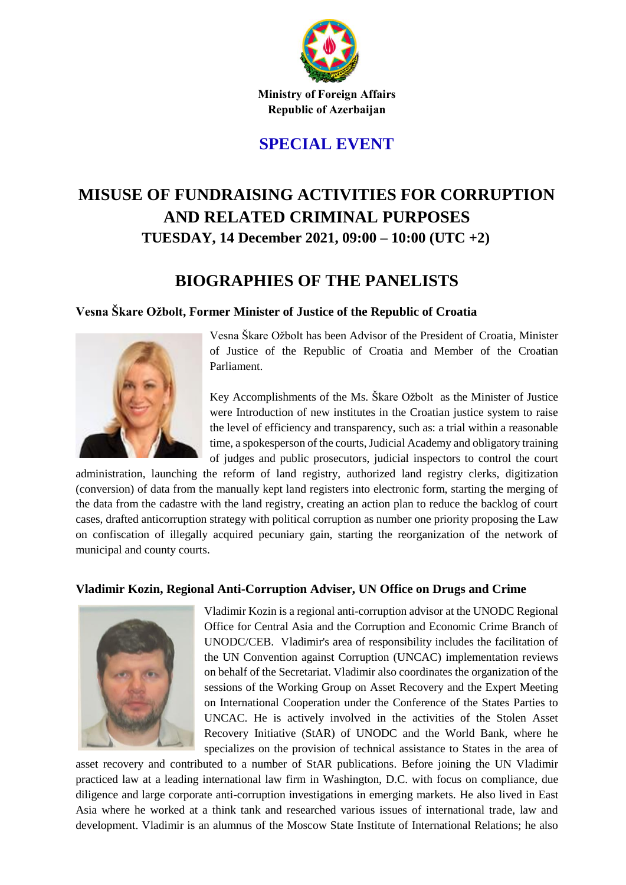Ministry of Foreign Affairs
Republic of Azerbaijan

## SPECIAL EVENT

# MISUSE OF FUNDRAISING ACTIVITIES FOR CORRUPTION AND RELATED CRIMINAL PURPOSES

### TUESDAY, 14 December 2021, 09:00 – 10:00 (UTC +2)

## BIOGRAPHIES OF THE PANELISTS

### Vesna Škare Ožbolt, Former Minister of Justice of the Republic of Croatia

Vesna Škare Ožbolt has been Advisor of the President of Croatia, Minister of Justice of the Republic of Croatia and Member of the Croatian Parliament.

Key Accomplishments of the Ms. Škare Ožbolt as the Minister of Justice were Introduction of new institutes in the Croatian justice system to raise the level of efficiency and transparency, such as: a trial within a reasonable time, a spokesperson of the courts, Judicial Academy and obligatory training of judges and public prosecutors, judicial inspectors to control the court administration, launching the reform of land registry, authorized land registry clerks, digitization (conversion) of data from the manually kept land registers into electronic form, starting the merging of the data from the cadastre with the land registry, creating an action plan to reduce the backlog of court cases, drafted anticorruption strategy with political corruption as number one priority proposing the Law on confiscation of illegally acquired pecuniary gain, starting the reorganization of the network of municipal and county courts.

### Vladimir Kozin, Regional Anti-Corruption Adviser, UN Office on Drugs and Crime

Vladimir Kozin is a regional anti-corruption advisor at the UNODC Regional Office for Central Asia and the Corruption and Economic Crime Branch of UNODC/CEB. Vladimir's area of responsibility includes the facilitation of the UN Convention against Corruption (UNCAC) implementation reviews on behalf of the Secretariat. Vladimir also coordinates the organization of the sessions of the Working Group on Asset Recovery and the Expert Meeting on International Cooperation under the Conference of the States Parties to UNCAC. He is actively involved in the activities of the Stolen Asset Recovery Initiative (StAR) of UNODC and the World Bank, where he specializes on the provision of technical assistance to States in the area of asset recovery and contributed to a number of StAR publications. Before joining the UN Vladimir practiced law at a leading international law firm in Washington, D.C. with focus on compliance, due diligence and large corporate anti-corruption investigations in emerging markets. He also lived in East Asia where he worked at a think tank and researched various issues of international trade, law and development. Vladimir is an alumnus of the Moscow State Institute of International Relations; he also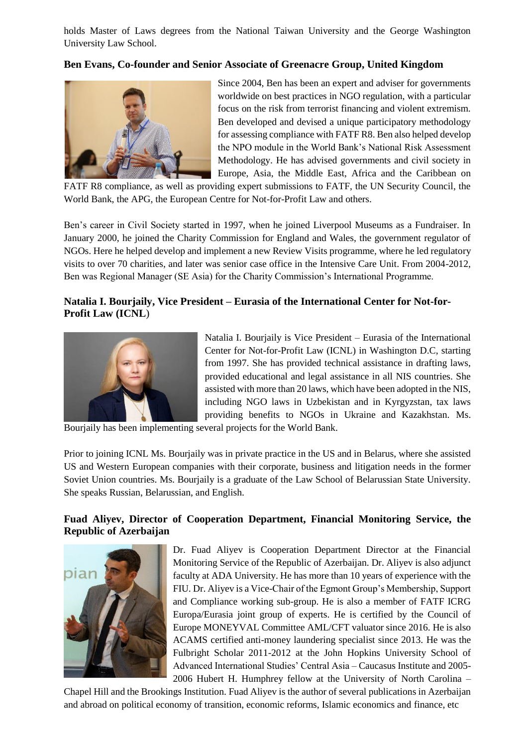holds Master of Laws degrees from the National Taiwan University and the George Washington University Law School.

**Ben Evans, Co-founder and Senior Associate of Greenacre Group, United Kingdom**

Since 2004, Ben has been an expert and adviser for governments worldwide on best practices in NGO regulation, with a particular focus on the risk from terrorist financing and violent extremism. Ben developed and devised a unique participatory methodology for assessing compliance with FATF R8. Ben also helped develop the NPO module in the World Bank's National Risk Assessment Methodology. He has advised governments and civil society in Europe, Asia, the Middle East, Africa and the Caribbean on FATF R8 compliance, as well as providing expert submissions to FATF, the UN Security Council, the World Bank, the APG, the European Centre for Not-for-Profit Law and others.

Ben's career in Civil Society started in 1997, when he joined Liverpool Museums as a Fundraiser. In January 2000, he joined the Charity Commission for England and Wales, the government regulator of NGOs. Here he helped develop and implement a new Review Visits programme, where he led regulatory visits to over 70 charities, and later was senior case office in the Intensive Care Unit. From 2004-2012, Ben was Regional Manager (SE Asia) for the Charity Commission's International Programme.

**Natalia I. Bourjaily, Vice President – Eurasia of the International Center for Not-for-Profit Law (ICNL**)

Natalia I. Bourjaily is Vice President – Eurasia of the International Center for Not-for-Profit Law (ICNL) in Washington D.C, starting from 1997. She has provided technical assistance in drafting laws, provided educational and legal assistance in all NIS countries. She assisted with more than 20 laws, which have been adopted in the NIS, including NGO laws in Uzbekistan and in Kyrgyzstan, tax laws providing benefits to NGOs in Ukraine and Kazakhstan. Ms. Bourjaily has been implementing several projects for the World Bank.

Prior to joining ICNL Ms. Bourjaily was in private practice in the US and in Belarus, where she assisted US and Western European companies with their corporate, business and litigation needs in the former Soviet Union countries. Ms. Bourjaily is a graduate of the Law School of Belarussian State University. She speaks Russian, Belarussian, and English.

**Fuad Aliyev, Director of Cooperation Department, Financial Monitoring Service, the Republic of Azerbaijan**

Dr. Fuad Aliyev is Cooperation Department Director at the Financial Monitoring Service of the Republic of Azerbaijan. Dr. Aliyev is also adjunct faculty at ADA University. He has more than 10 years of experience with the FIU. Dr. Aliyev is a Vice-Chair of the Egmont Group's Membership, Support and Compliance working sub-group. He is also a member of FATF ICRG Europa/Eurasia joint group of experts. He is certified by the Council of Europe MONEYVAL Committee AML/CFT valuator since 2016. He is also ACAMS certified anti-money laundering specialist since 2013. He was the Fulbright Scholar 2011-2012 at the John Hopkins University School of Advanced International Studies' Central Asia – Caucasus Institute and 2005-2006 Hubert H. Humphrey fellow at the University of North Carolina – Chapel Hill and the Brookings Institution. Fuad Aliyev is the author of several publications in Azerbaijan and abroad on political economy of transition, economic reforms, Islamic economics and finance, etc